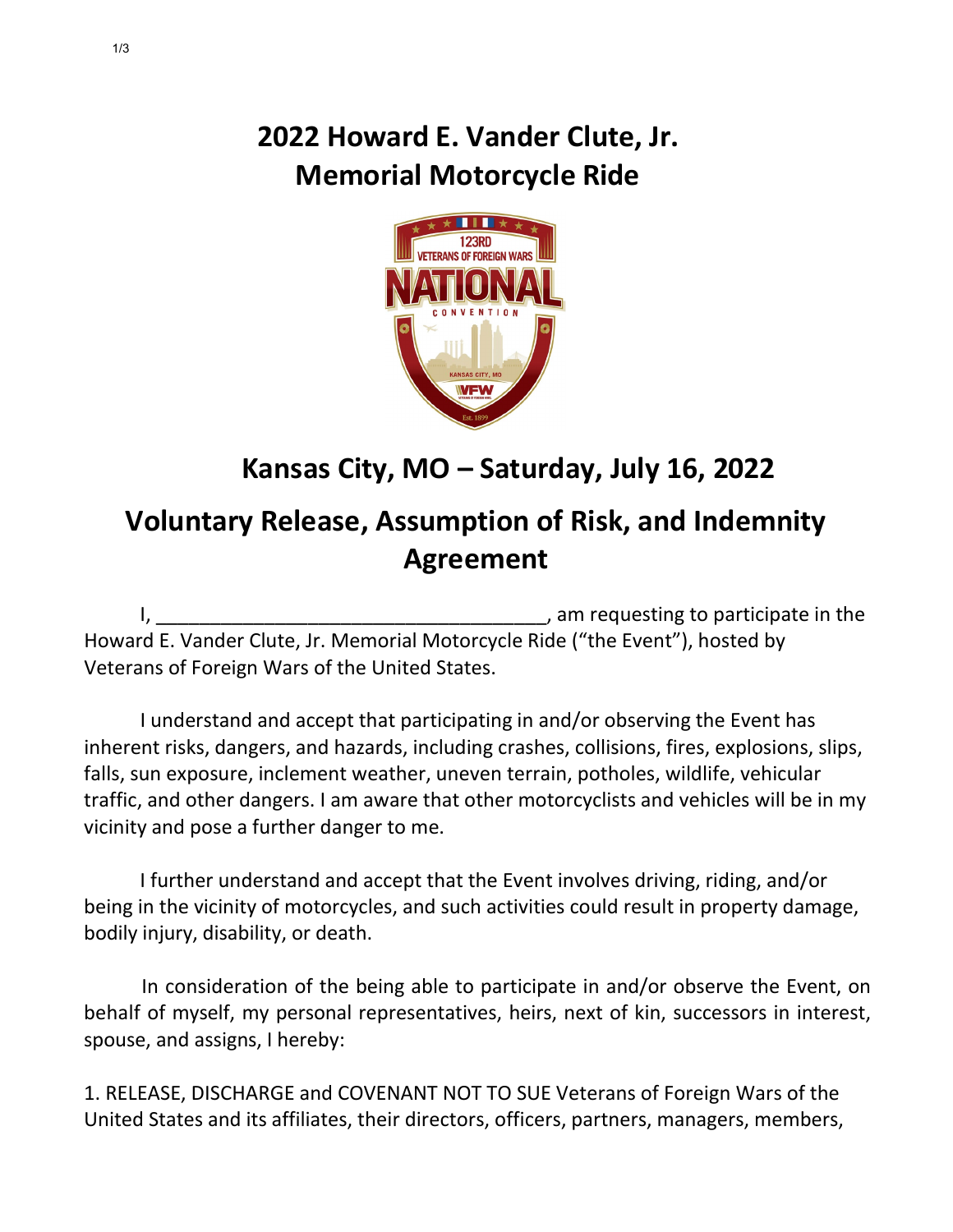# 2022 Howard E. Vander Clute, Jr. Memorial Motorcycle Ride

## Kansas City, MO – Saturday, July 16, 2022

## Voluntary Release, Assumption of Risk, and Indemnity Agreement

I, ____________________________________, am requesting to participate in the Howard E. Vander Clute, Jr. Memorial Motorcycle Ride ("the Event"), hosted by Veterans of Foreign Wars of the United States.

I understand and accept that participating in and/or observing the Event has inherent risks, dangers, and hazards, including crashes, collisions, fires, explosions, slips, falls, sun exposure, inclement weather, uneven terrain, potholes, wildlife, vehicular traffic, and other dangers. I am aware that other motorcyclists and vehicles will be in my vicinity and pose a further danger to me.

I further understand and accept that the Event involves driving, riding, and/or being in the vicinity of motorcycles, and such activities could result in property damage, bodily injury, disability, or death.

In consideration of the being able to participate in and/or observe the Event, on behalf of myself, my personal representatives, heirs, next of kin, successors in interest, spouse, and assigns, I hereby:

1. RELEASE, DISCHARGE and COVENANT NOT TO SUE Veterans of Foreign Wars of the United States and its affiliates, their directors, officers, partners, managers, members,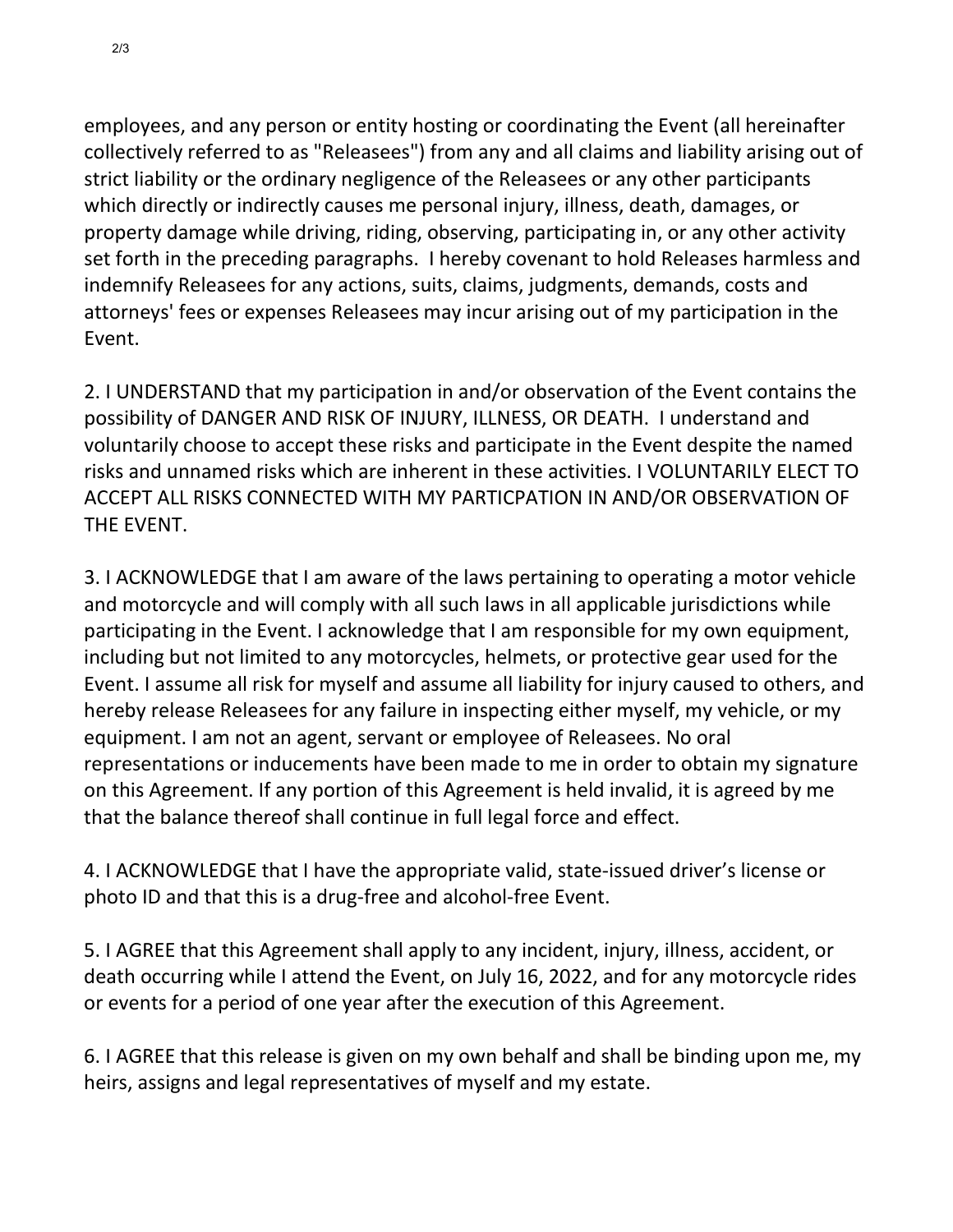employees, and any person or entity hosting or coordinating the Event (all hereinafter collectively referred to as "Releasees") from any and all claims and liability arising out of strict liability or the ordinary negligence of the Releasees or any other participants which directly or indirectly causes me personal injury, illness, death, damages, or property damage while driving, riding, observing, participating in, or any other activity set forth in the preceding paragraphs. I hereby covenant to hold Releases harmless and indemnify Releasees for any actions, suits, claims, judgments, demands, costs and attorneys' fees or expenses Releasees may incur arising out of my participation in the Event.

2. I UNDERSTAND that my participation in and/or observation of the Event contains the possibility of DANGER AND RISK OF INJURY, ILLNESS, OR DEATH. I understand and voluntarily choose to accept these risks and participate in the Event despite the named risks and unnamed risks which are inherent in these activities. I VOLUNTARILY ELECT TO ACCEPT ALL RISKS CONNECTED WITH MY PARTICPATION IN AND/OR OBSERVATION OF THE EVENT.

3. I ACKNOWLEDGE that I am aware of the laws pertaining to operating a motor vehicle and motorcycle and will comply with all such laws in all applicable jurisdictions while participating in the Event. I acknowledge that I am responsible for my own equipment, including but not limited to any motorcycles, helmets, or protective gear used for the Event. I assume all risk for myself and assume all liability for injury caused to others, and hereby release Releasees for any failure in inspecting either myself, my vehicle, or my equipment. I am not an agent, servant or employee of Releasees. No oral representations or inducements have been made to me in order to obtain my signature on this Agreement. If any portion of this Agreement is held invalid, it is agreed by me that the balance thereof shall continue in full legal force and effect.

4. I ACKNOWLEDGE that I have the appropriate valid, state-issued driver's license or photo ID and that this is a drug-free and alcohol-free Event.

5. I AGREE that this Agreement shall apply to any incident, injury, illness, accident, or death occurring while I attend the Event, on July 16, 2022, and for any motorcycle rides or events for a period of one year after the execution of this Agreement.

6. I AGREE that this release is given on my own behalf and shall be binding upon me, my heirs, assigns and legal representatives of myself and my estate.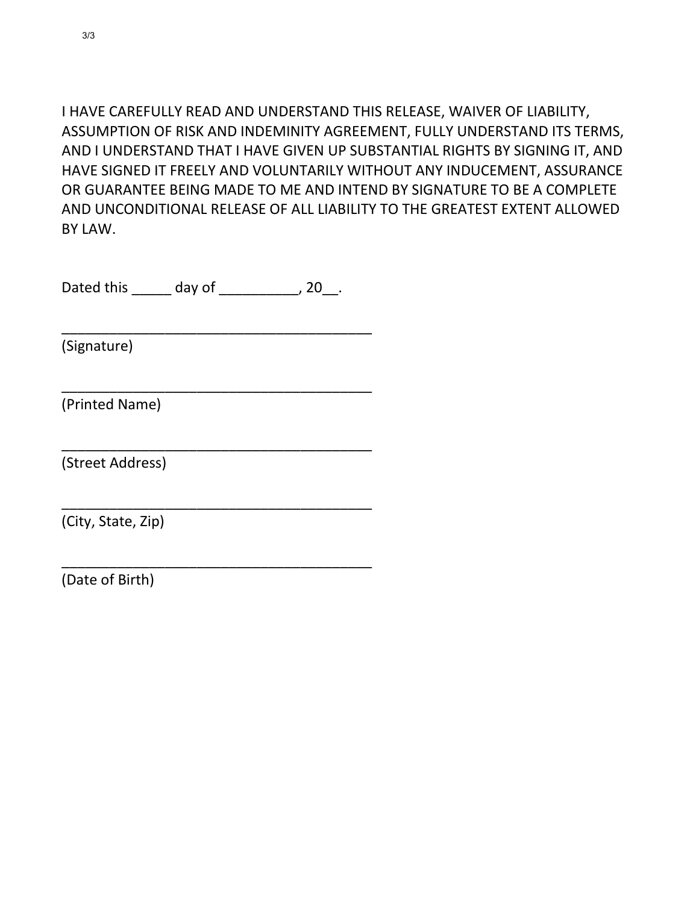I HAVE CAREFULLY READ AND UNDERSTAND THIS RELEASE, WAIVER OF LIABILITY, ASSUMPTION OF RISK AND INDEMINITY AGREEMENT, FULLY UNDERSTAND ITS TERMS, AND I UNDERSTAND THAT I HAVE GIVEN UP SUBSTANTIAL RIGHTS BY SIGNING IT, AND HAVE SIGNED IT FREELY AND VOLUNTARILY WITHOUT ANY INDUCEMENT, ASSURANCE OR GUARANTEE BEING MADE TO ME AND INTEND BY SIGNATURE TO BE A COMPLETE AND UNCONDITIONAL RELEASE OF ALL LIABILITY TO THE GREATEST EXTENT ALLOWED BY LAW.

Dated this _____ day of __________, 20__.

________________________________________
(Signature)

________________________________________
(Printed Name)

________________________________________
(Street Address)

________________________________________
(City, State, Zip)

________________________________________
(Date of Birth)